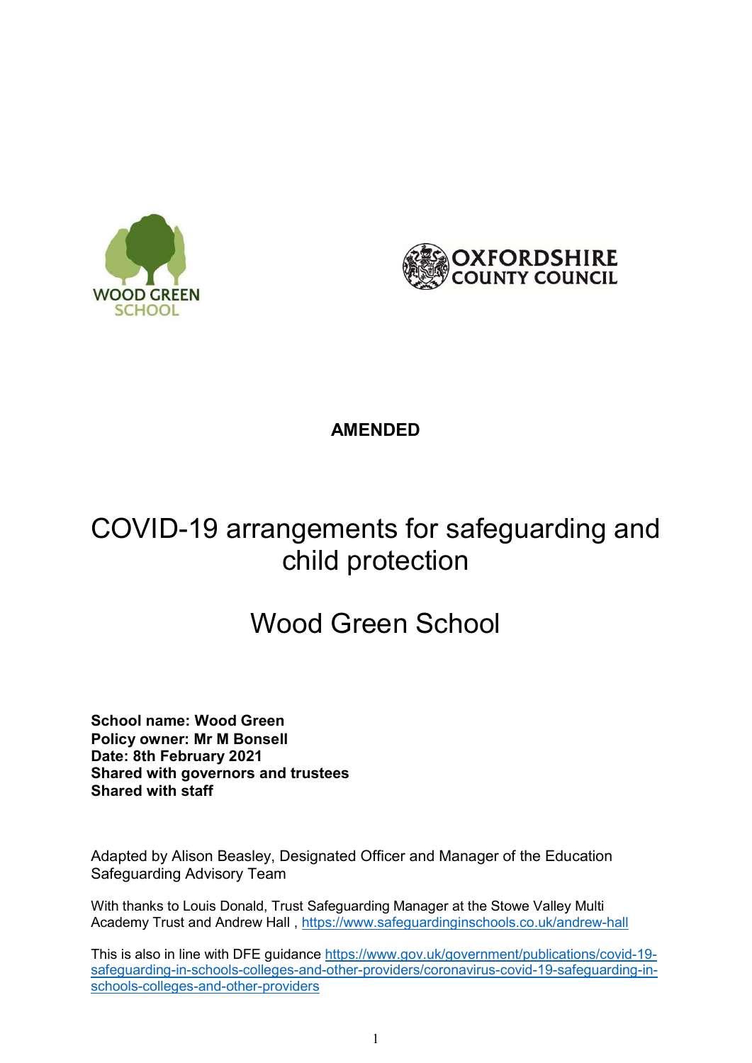**AMENDED**

# COVID-19 arrangements for safeguarding and child protection

# Wood Green School

**School name: Wood Green**
**Policy owner: Mr M Bonsell**
**Date: 8th February 2021**
**Shared with governors and trustees**
**Shared with staff**

Adapted by Alison Beasley, Designated Officer and Manager of the Education Safeguarding Advisory Team

With thanks to Louis Donald, Trust Safeguarding Manager at the Stowe Valley Multi Academy Trust and Andrew Hall , https://www.safeguardinginschools.co.uk/andrew-hall

This is also in line with DFE guidance https://www.gov.uk/government/publications/covid-19-safeguarding-in-schools-colleges-and-other-providers/coronavirus-covid-19-safeguarding-in-schools-colleges-and-other-providers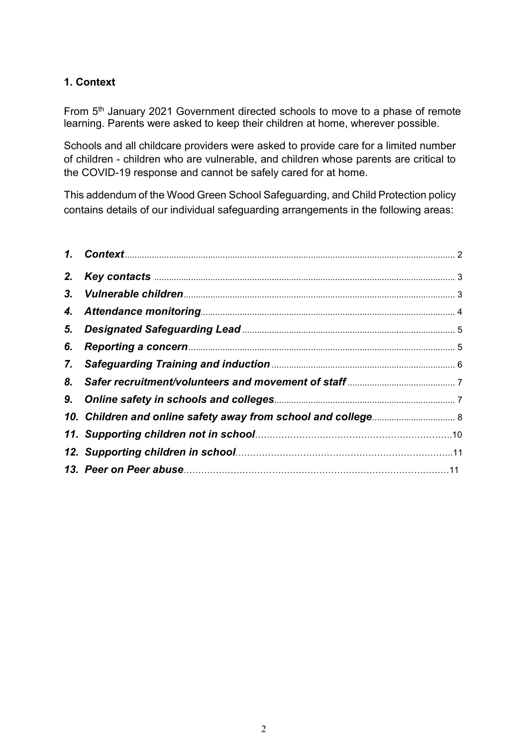## 1. Context

From 5th January 2021 Government directed schools to move to a phase of remote learning. Parents were asked to keep their children at home, wherever possible.

Schools and all childcare providers were asked to provide care for a limited number of children - children who are vulnerable, and children whose parents are critical to the COVID-19 response and cannot be safely cared for at home.

This addendum of the Wood Green School Safeguarding, and Child Protection policy contains details of our individual safeguarding arrangements in the following areas:

1. ***Context*** ........ 2
2. ***Key contacts*** ........ 3
3. ***Vulnerable children*** ........ 3
4. ***Attendance monitoring*** ........ 4
5. ***Designated Safeguarding Lead*** ........ 5
6. ***Reporting a concern*** ........ 5
7. ***Safeguarding Training and induction*** ........ 6
8. ***Safer recruitment/volunteers and movement of staff*** ........ 7
9. ***Online safety in schools and colleges*** ........ 7
10. ***Children and online safety away from school and college*** ........ 8
11. ***Supporting children not in school*** ........ 10
12. ***Supporting children in school*** ........ 11
13. ***Peer on Peer abuse*** ........ 11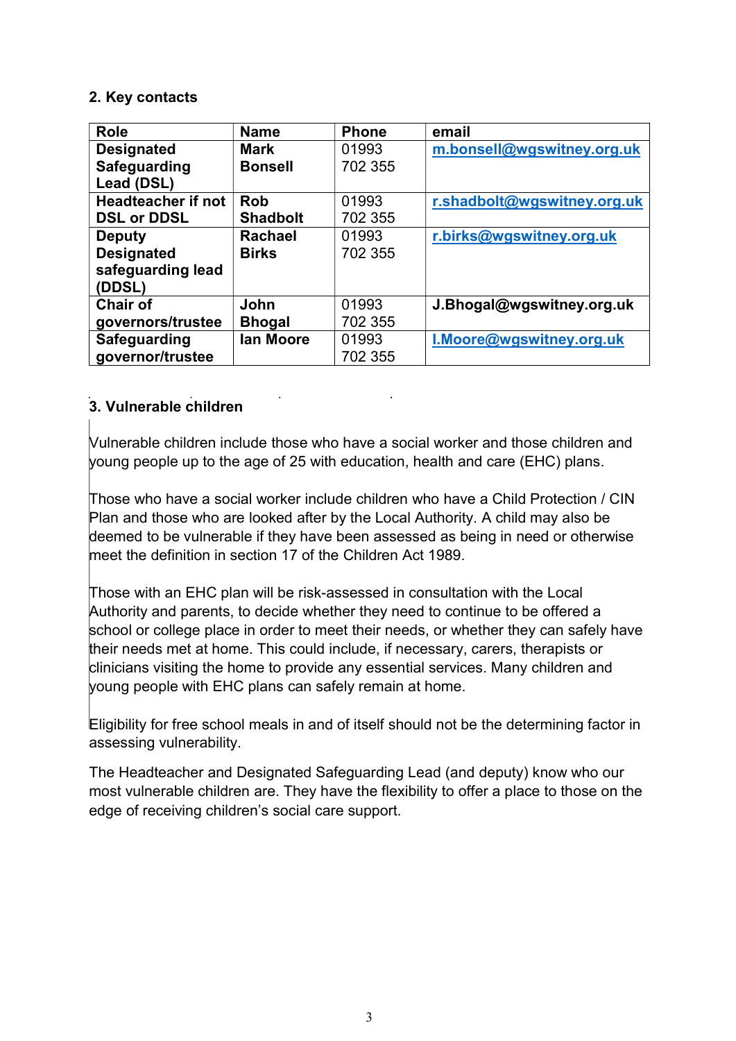## 2. Key contacts

| Role | Name | Phone | email |
|---|---|---|---|
| **Designated Safeguarding Lead (DSL)** | **Mark Bonsell** | 01993 702 355 | **m.bonsell@wgswitney.org.uk** |
| **Headteacher if not DSL or DDSL** | **Rob Shadbolt** | 01993 702 355 | **r.shadbolt@wgswitney.org.uk** |
| **Deputy Designated safeguarding lead (DDSL)** | **Rachael Birks** | 01993 702 355 | **r.birks@wgswitney.org.uk** |
| **Chair of governors/trustee** | **John Bhogal** | 01993 702 355 | **J.Bhogal@wgswitney.org.uk** |
| **Safeguarding governor/trustee** | **Ian Moore** | 01993 702 355 | **I.Moore@wgswitney.org.uk** |

## 3. Vulnerable children

Vulnerable children include those who have a social worker and those children and young people up to the age of 25 with education, health and care (EHC) plans.

Those who have a social worker include children who have a Child Protection / CIN Plan and those who are looked after by the Local Authority. A child may also be deemed to be vulnerable if they have been assessed as being in need or otherwise meet the definition in section 17 of the Children Act 1989.

Those with an EHC plan will be risk-assessed in consultation with the Local Authority and parents, to decide whether they need to continue to be offered a school or college place in order to meet their needs, or whether they can safely have their needs met at home. This could include, if necessary, carers, therapists or clinicians visiting the home to provide any essential services. Many children and young people with EHC plans can safely remain at home.

Eligibility for free school meals in and of itself should not be the determining factor in assessing vulnerability.

The Headteacher and Designated Safeguarding Lead (and deputy) know who our most vulnerable children are. They have the flexibility to offer a place to those on the edge of receiving children's social care support.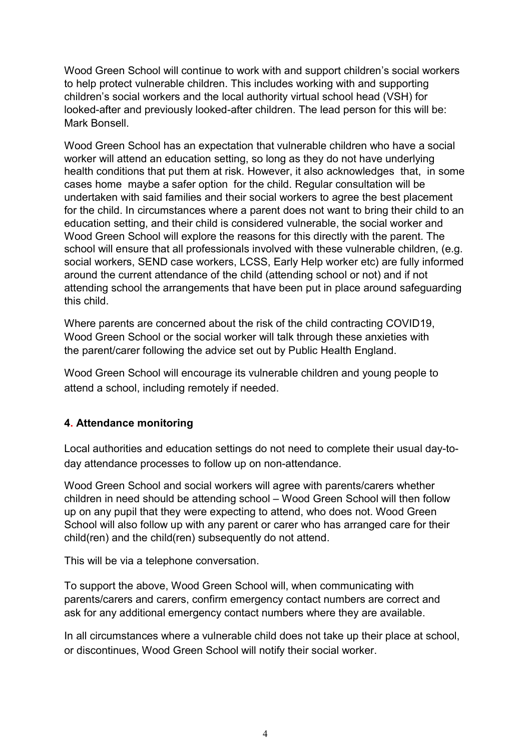Wood Green School will continue to work with and support children's social workers to help protect vulnerable children. This includes working with and supporting children's social workers and the local authority virtual school head (VSH) for looked-after and previously looked-after children. The lead person for this will be: Mark Bonsell.

Wood Green School has an expectation that vulnerable children who have a social worker will attend an education setting, so long as they do not have underlying health conditions that put them at risk. However, it also acknowledges that, in some cases home maybe a safer option for the child. Regular consultation will be undertaken with said families and their social workers to agree the best placement for the child. In circumstances where a parent does not want to bring their child to an education setting, and their child is considered vulnerable, the social worker and Wood Green School will explore the reasons for this directly with the parent. The school will ensure that all professionals involved with these vulnerable children, (e.g. social workers, SEND case workers, LCSS, Early Help worker etc) are fully informed around the current attendance of the child (attending school or not) and if not attending school the arrangements that have been put in place around safeguarding this child.

Where parents are concerned about the risk of the child contracting COVID19, Wood Green School or the social worker will talk through these anxieties with the parent/carer following the advice set out by Public Health England.

Wood Green School will encourage its vulnerable children and young people to attend a school, including remotely if needed.

### 4. Attendance monitoring

Local authorities and education settings do not need to complete their usual day-to-day attendance processes to follow up on non-attendance.

Wood Green School and social workers will agree with parents/carers whether children in need should be attending school – Wood Green School will then follow up on any pupil that they were expecting to attend, who does not. Wood Green School will also follow up with any parent or carer who has arranged care for their child(ren) and the child(ren) subsequently do not attend.

This will be via a telephone conversation.

To support the above, Wood Green School will, when communicating with parents/carers and carers, confirm emergency contact numbers are correct and ask for any additional emergency contact numbers where they are available.

In all circumstances where a vulnerable child does not take up their place at school, or discontinues, Wood Green School will notify their social worker.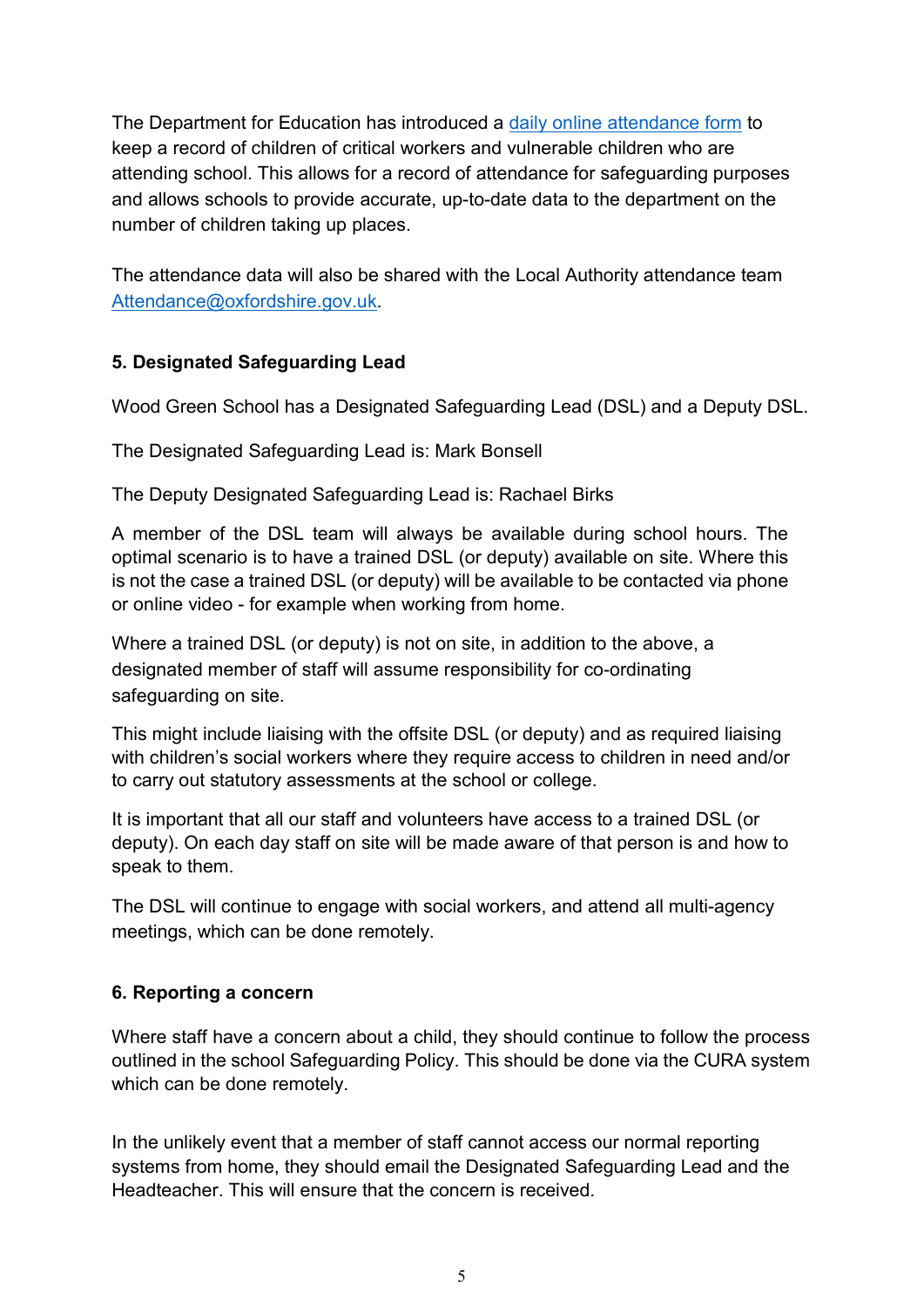The Department for Education has introduced a [daily online attendance form]() to keep a record of children of critical workers and vulnerable children who are attending school. This allows for a record of attendance for safeguarding purposes and allows schools to provide accurate, up-to-date data to the department on the number of children taking up places.

The attendance data will also be shared with the Local Authority attendance team [Attendance@oxfordshire.gov.uk](mailto:Attendance@oxfordshire.gov.uk).

**5. Designated Safeguarding Lead**

Wood Green School has a Designated Safeguarding Lead (DSL) and a Deputy DSL.

The Designated Safeguarding Lead is: Mark Bonsell

The Deputy Designated Safeguarding Lead is: Rachael Birks

A member of the DSL team will always be available during school hours. The optimal scenario is to have a trained DSL (or deputy) available on site. Where this is not the case a trained DSL (or deputy) will be available to be contacted via phone or online video - for example when working from home.

Where a trained DSL (or deputy) is not on site, in addition to the above, a designated member of staff will assume responsibility for co-ordinating safeguarding on site.

This might include liaising with the offsite DSL (or deputy) and as required liaising with children's social workers where they require access to children in need and/or to carry out statutory assessments at the school or college.

It is important that all our staff and volunteers have access to a trained DSL (or deputy). On each day staff on site will be made aware of that person is and how to speak to them.

The DSL will continue to engage with social workers, and attend all multi-agency meetings, which can be done remotely.

**6. Reporting a concern**

Where staff have a concern about a child, they should continue to follow the process outlined in the school Safeguarding Policy. This should be done via the CURA system which can be done remotely.

In the unlikely event that a member of staff cannot access our normal reporting systems from home, they should email the Designated Safeguarding Lead and the Headteacher. This will ensure that the concern is received.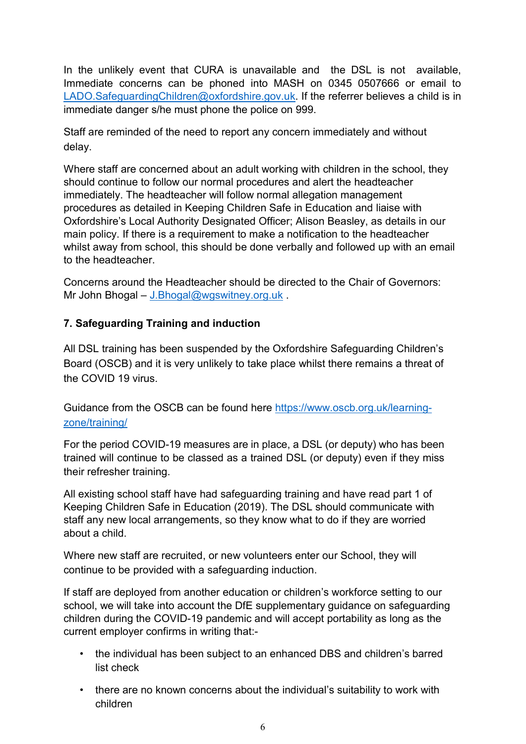In the unlikely event that CURA is unavailable and the DSL is not available, Immediate concerns can be phoned into MASH on 0345 0507666 or email to LADO.SafeguardingChildren@oxfordshire.gov.uk. If the referrer believes a child is in immediate danger s/he must phone the police on 999.

Staff are reminded of the need to report any concern immediately and without delay.

Where staff are concerned about an adult working with children in the school, they should continue to follow our normal procedures and alert the headteacher immediately. The headteacher will follow normal allegation management procedures as detailed in Keeping Children Safe in Education and liaise with Oxfordshire's Local Authority Designated Officer; Alison Beasley, as details in our main policy. If there is a requirement to make a notification to the headteacher whilst away from school, this should be done verbally and followed up with an email to the headteacher.

Concerns around the Headteacher should be directed to the Chair of Governors: Mr John Bhogal – J.Bhogal@wgswitney.org.uk .

### 7. Safeguarding Training and induction

All DSL training has been suspended by the Oxfordshire Safeguarding Children's Board (OSCB) and it is very unlikely to take place whilst there remains a threat of the COVID 19 virus.

Guidance from the OSCB can be found here https://www.oscb.org.uk/learning-zone/training/

For the period COVID-19 measures are in place, a DSL (or deputy) who has been trained will continue to be classed as a trained DSL (or deputy) even if they miss their refresher training.

All existing school staff have had safeguarding training and have read part 1 of Keeping Children Safe in Education (2019). The DSL should communicate with staff any new local arrangements, so they know what to do if they are worried about a child.

Where new staff are recruited, or new volunteers enter our School, they will continue to be provided with a safeguarding induction.

If staff are deployed from another education or children's workforce setting to our school, we will take into account the DfE supplementary guidance on safeguarding children during the COVID-19 pandemic and will accept portability as long as the current employer confirms in writing that:-

- the individual has been subject to an enhanced DBS and children's barred list check
- there are no known concerns about the individual's suitability to work with children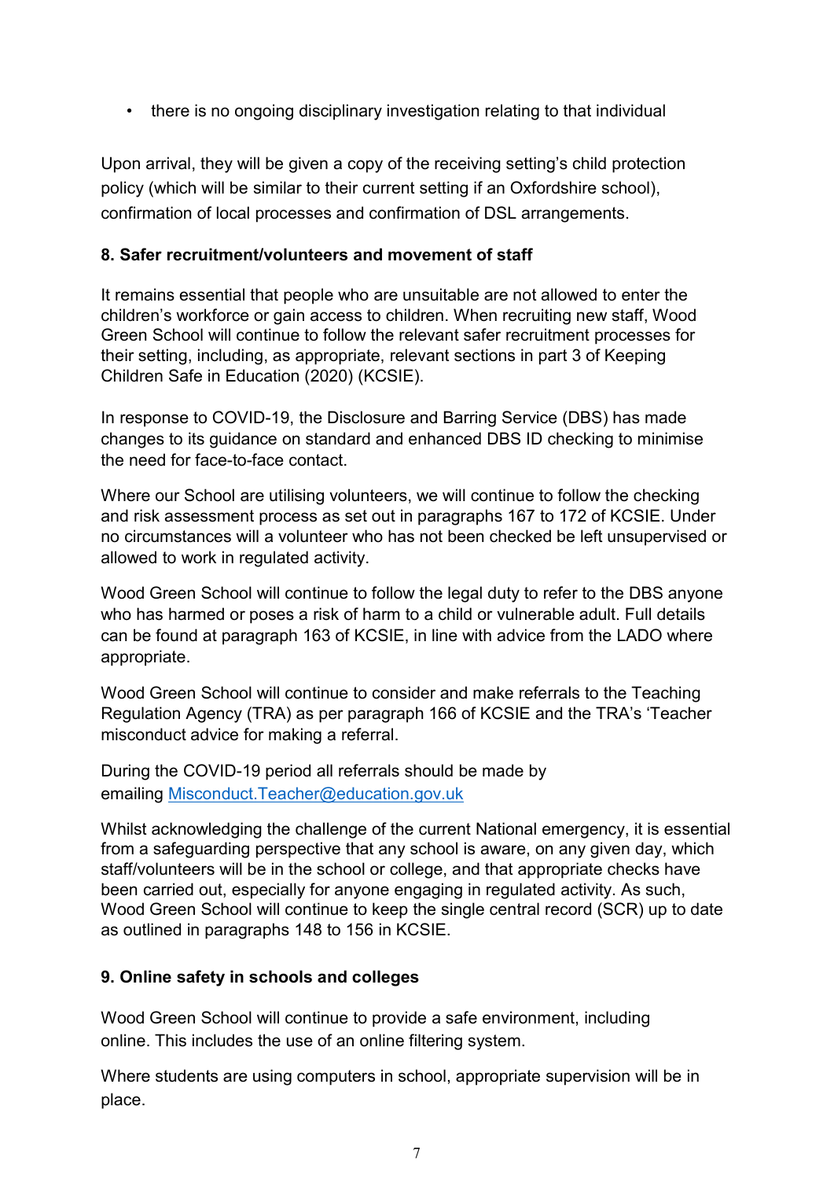- there is no ongoing disciplinary investigation relating to that individual

Upon arrival, they will be given a copy of the receiving setting's child protection policy (which will be similar to their current setting if an Oxfordshire school), confirmation of local processes and confirmation of DSL arrangements.

### 8. Safer recruitment/volunteers and movement of staff

It remains essential that people who are unsuitable are not allowed to enter the children's workforce or gain access to children. When recruiting new staff, Wood Green School will continue to follow the relevant safer recruitment processes for their setting, including, as appropriate, relevant sections in part 3 of Keeping Children Safe in Education (2020) (KCSIE).

In response to COVID-19, the Disclosure and Barring Service (DBS) has made changes to its guidance on standard and enhanced DBS ID checking to minimise the need for face-to-face contact.

Where our School are utilising volunteers, we will continue to follow the checking and risk assessment process as set out in paragraphs 167 to 172 of KCSIE. Under no circumstances will a volunteer who has not been checked be left unsupervised or allowed to work in regulated activity.

Wood Green School will continue to follow the legal duty to refer to the DBS anyone who has harmed or poses a risk of harm to a child or vulnerable adult. Full details can be found at paragraph 163 of KCSIE, in line with advice from the LADO where appropriate.

Wood Green School will continue to consider and make referrals to the Teaching Regulation Agency (TRA) as per paragraph 166 of KCSIE and the TRA's 'Teacher misconduct advice for making a referral.

During the COVID-19 period all referrals should be made by emailing [Misconduct.Teacher@education.gov.uk](mailto:Misconduct.Teacher@education.gov.uk)

Whilst acknowledging the challenge of the current National emergency, it is essential from a safeguarding perspective that any school is aware, on any given day, which staff/volunteers will be in the school or college, and that appropriate checks have been carried out, especially for anyone engaging in regulated activity. As such, Wood Green School will continue to keep the single central record (SCR) up to date as outlined in paragraphs 148 to 156 in KCSIE.

### 9. Online safety in schools and colleges

Wood Green School will continue to provide a safe environment, including online. This includes the use of an online filtering system.

Where students are using computers in school, appropriate supervision will be in place.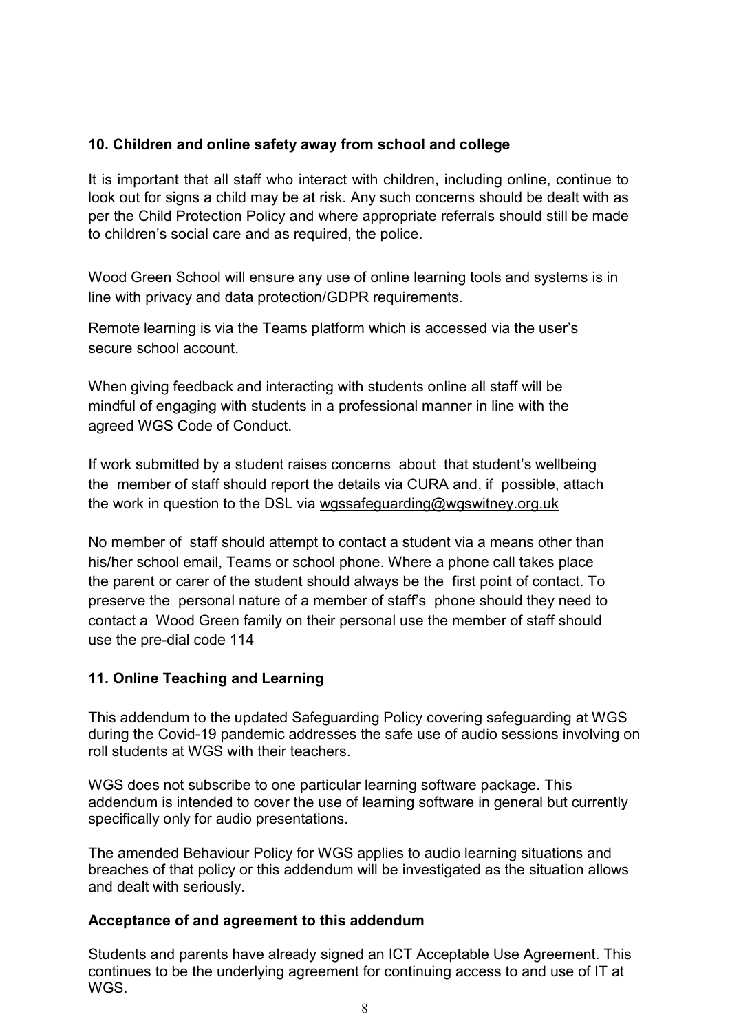**10. Children and online safety away from school and college**

It is important that all staff who interact with children, including online, continue to look out for signs a child may be at risk. Any such concerns should be dealt with as per the Child Protection Policy and where appropriate referrals should still be made to children's social care and as required, the police.

Wood Green School will ensure any use of online learning tools and systems is in line with privacy and data protection/GDPR requirements.

Remote learning is via the Teams platform which is accessed via the user's secure school account.

When giving feedback and interacting with students online all staff will be mindful of engaging with students in a professional manner in line with the agreed WGS Code of Conduct.

If work submitted by a student raises concerns about that student's wellbeing the member of staff should report the details via CURA and, if possible, attach the work in question to the DSL via wgssafeguarding@wgswitney.org.uk

No member of staff should attempt to contact a student via a means other than his/her school email, Teams or school phone. Where a phone call takes place the parent or carer of the student should always be the first point of contact. To preserve the personal nature of a member of staff's phone should they need to contact a Wood Green family on their personal use the member of staff should use the pre-dial code 114

**11. Online Teaching and Learning**

This addendum to the updated Safeguarding Policy covering safeguarding at WGS during the Covid-19 pandemic addresses the safe use of audio sessions involving on roll students at WGS with their teachers.

WGS does not subscribe to one particular learning software package. This addendum is intended to cover the use of learning software in general but currently specifically only for audio presentations.

The amended Behaviour Policy for WGS applies to audio learning situations and breaches of that policy or this addendum will be investigated as the situation allows and dealt with seriously.

**Acceptance of and agreement to this addendum**

Students and parents have already signed an ICT Acceptable Use Agreement. This continues to be the underlying agreement for continuing access to and use of IT at WGS.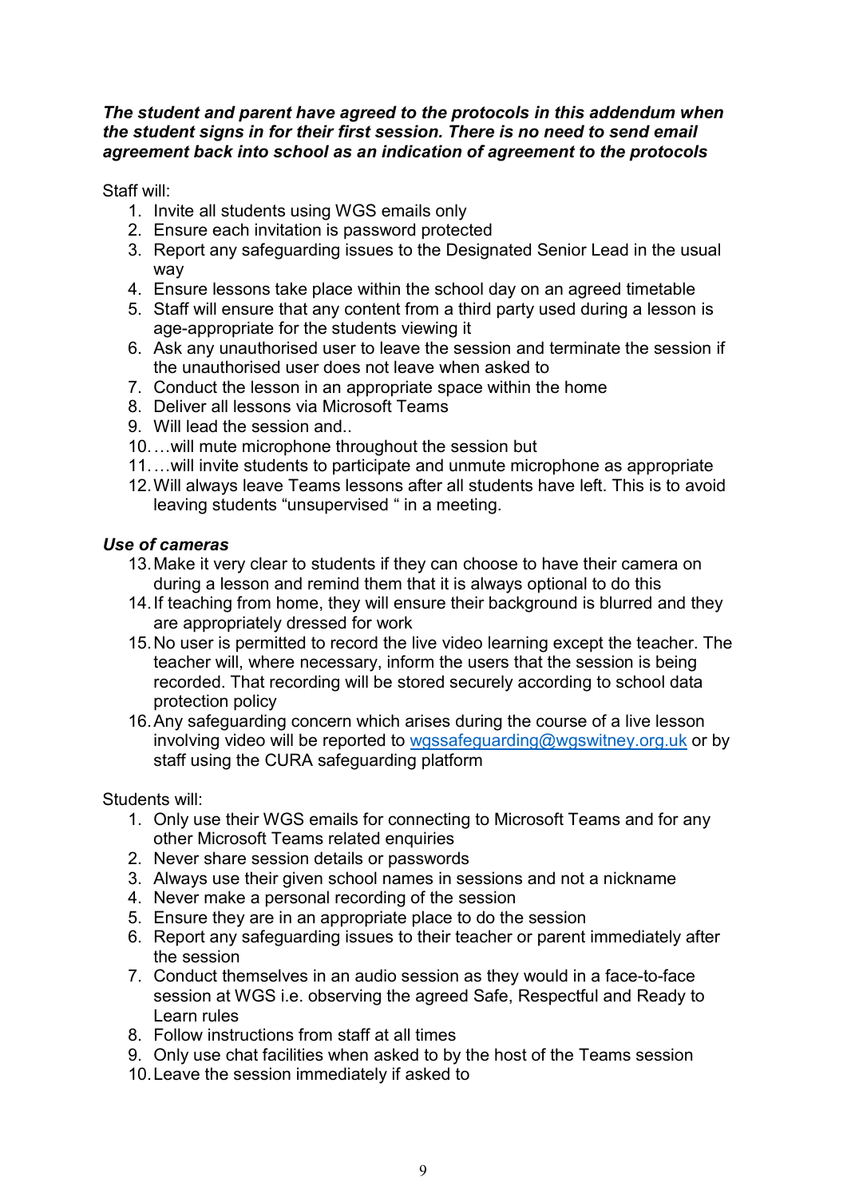***The student and parent have agreed to the protocols in this addendum when the student signs in for their first session. There is no need to send email agreement back into school as an indication of agreement to the protocols***

Staff will:

1. Invite all students using WGS emails only
2. Ensure each invitation is password protected
3. Report any safeguarding issues to the Designated Senior Lead in the usual way
4. Ensure lessons take place within the school day on an agreed timetable
5. Staff will ensure that any content from a third party used during a lesson is age-appropriate for the students viewing it
6. Ask any unauthorised user to leave the session and terminate the session if the unauthorised user does not leave when asked to
7. Conduct the lesson in an appropriate space within the home
8. Deliver all lessons via Microsoft Teams
9. Will lead the session and..
10. ….will mute microphone throughout the session but
11. ….will invite students to participate and unmute microphone as appropriate
12. Will always leave Teams lessons after all students have left. This is to avoid leaving students "unsupervised " in a meeting.

***Use of cameras***

13. Make it very clear to students if they can choose to have their camera on during a lesson and remind them that it is always optional to do this
14. If teaching from home, they will ensure their background is blurred and they are appropriately dressed for work
15. No user is permitted to record the live video learning except the teacher. The teacher will, where necessary, inform the users that the session is being recorded. That recording will be stored securely according to school data protection policy
16. Any safeguarding concern which arises during the course of a live lesson involving video will be reported to [wgssafeguarding@wgswitney.org.uk](mailto:wgssafeguarding@wgswitney.org.uk) or by staff using the CURA safeguarding platform

Students will:

1. Only use their WGS emails for connecting to Microsoft Teams and for any other Microsoft Teams related enquiries
2. Never share session details or passwords
3. Always use their given school names in sessions and not a nickname
4. Never make a personal recording of the session
5. Ensure they are in an appropriate place to do the session
6. Report any safeguarding issues to their teacher or parent immediately after the session
7. Conduct themselves in an audio session as they would in a face-to-face session at WGS i.e. observing the agreed Safe, Respectful and Ready to Learn rules
8. Follow instructions from staff at all times
9. Only use chat facilities when asked to by the host of the Teams session
10. Leave the session immediately if asked to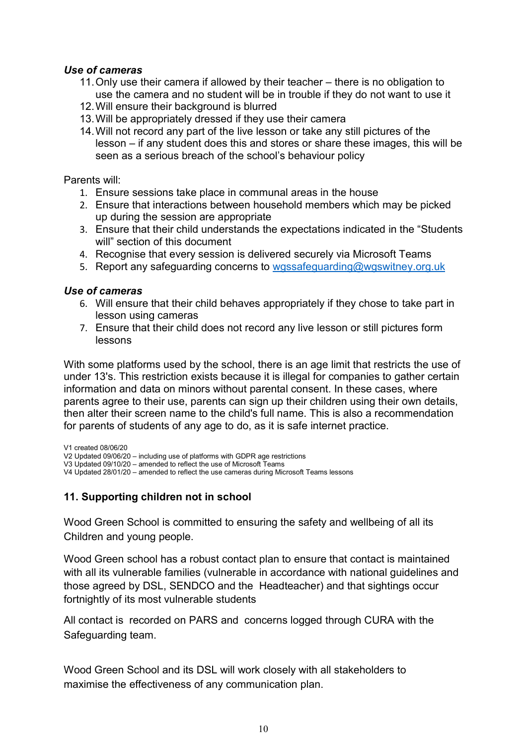***Use of cameras***

11. Only use their camera if allowed by their teacher – there is no obligation to use the camera and no student will be in trouble if they do not want to use it
12. Will ensure their background is blurred
13. Will be appropriately dressed if they use their camera
14. Will not record any part of the live lesson or take any still pictures of the lesson – if any student does this and stores or share these images, this will be seen as a serious breach of the school's behaviour policy

Parents will:

1. Ensure sessions take place in communal areas in the house
2. Ensure that interactions between household members which may be picked up during the session are appropriate
3. Ensure that their child understands the expectations indicated in the "Students will" section of this document
4. Recognise that every session is delivered securely via Microsoft Teams
5. Report any safeguarding concerns to [wgssafeguarding@wgswitney.org.uk](mailto:wgssafeguarding@wgswitney.org.uk)

***Use of cameras***

6. Will ensure that their child behaves appropriately if they chose to take part in lesson using cameras
7. Ensure that their child does not record any live lesson or still pictures form lessons

With some platforms used by the school, there is an age limit that restricts the use of under 13's. This restriction exists because it is illegal for companies to gather certain information and data on minors without parental consent. In these cases, where parents agree to their use, parents can sign up their children using their own details, then alter their screen name to the child's full name. This is also a recommendation for parents of students of any age to do, as it is safe internet practice.

V1 created 08/06/20
V2 Updated 09/06/20 – including use of platforms with GDPR age restrictions
V3 Updated 09/10/20 – amended to reflect the use of Microsoft Teams
V4 Updated 28/01/20 – amended to reflect the use cameras during Microsoft Teams lessons

## 11. Supporting children not in school

Wood Green School is committed to ensuring the safety and wellbeing of all its Children and young people.

Wood Green school has a robust contact plan to ensure that contact is maintained with all its vulnerable families (vulnerable in accordance with national guidelines and those agreed by DSL, SENDCO and the Headteacher) and that sightings occur fortnightly of its most vulnerable students

All contact is recorded on PARS and concerns logged through CURA with the Safeguarding team.

Wood Green School and its DSL will work closely with all stakeholders to maximise the effectiveness of any communication plan.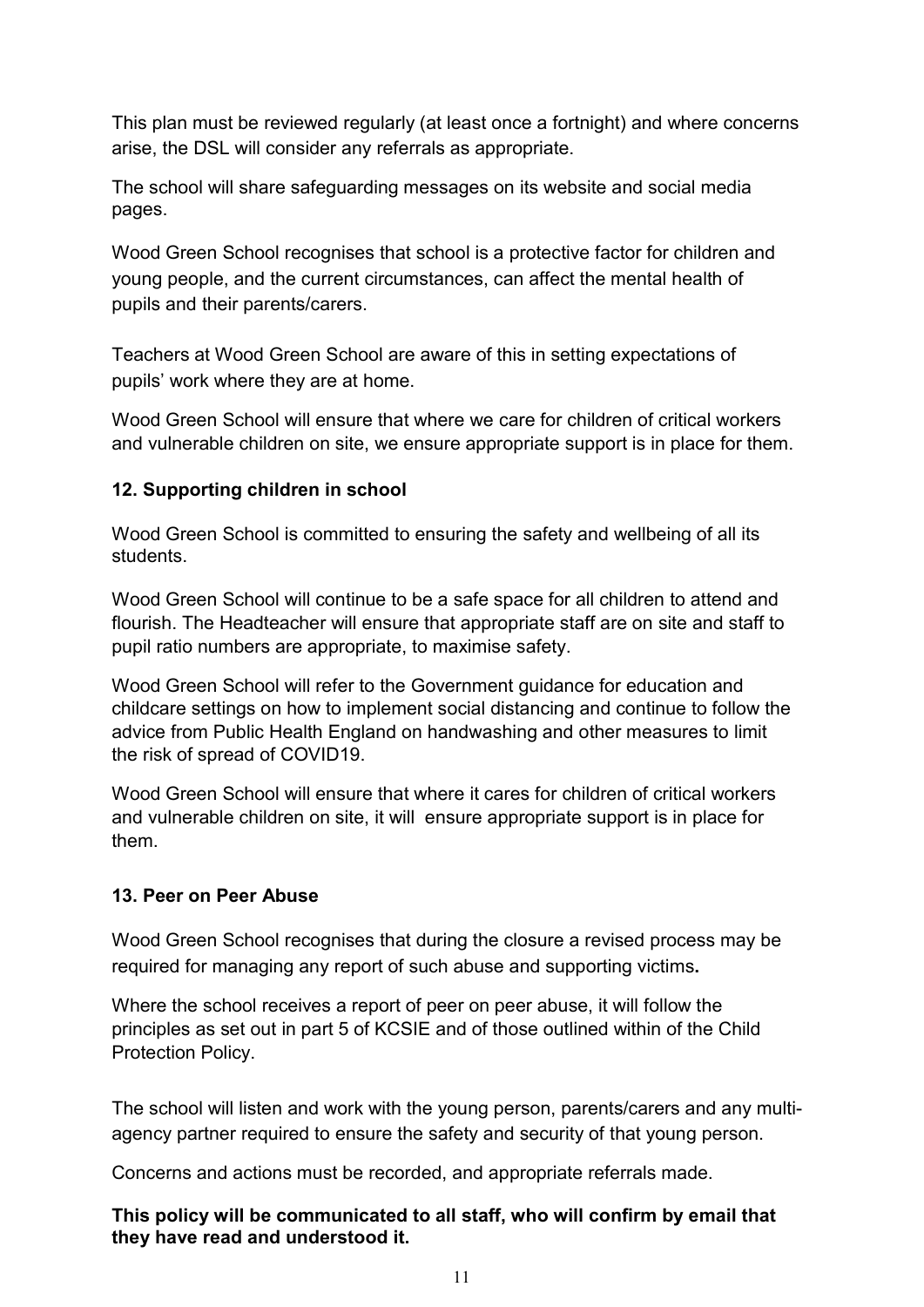This plan must be reviewed regularly (at least once a fortnight) and where concerns arise, the DSL will consider any referrals as appropriate.

The school will share safeguarding messages on its website and social media pages.

Wood Green School recognises that school is a protective factor for children and young people, and the current circumstances, can affect the mental health of pupils and their parents/carers.

Teachers at Wood Green School are aware of this in setting expectations of pupils' work where they are at home.

Wood Green School will ensure that where we care for children of critical workers and vulnerable children on site, we ensure appropriate support is in place for them.

## 12. Supporting children in school

Wood Green School is committed to ensuring the safety and wellbeing of all its students.

Wood Green School will continue to be a safe space for all children to attend and flourish. The Headteacher will ensure that appropriate staff are on site and staff to pupil ratio numbers are appropriate, to maximise safety.

Wood Green School will refer to the Government guidance for education and childcare settings on how to implement social distancing and continue to follow the advice from Public Health England on handwashing and other measures to limit the risk of spread of COVID19.

Wood Green School will ensure that where it cares for children of critical workers and vulnerable children on site, it will ensure appropriate support is in place for them.

## 13. Peer on Peer Abuse

Wood Green School recognises that during the closure a revised process may be required for managing any report of such abuse and supporting victims**.**

Where the school receives a report of peer on peer abuse, it will follow the principles as set out in part 5 of KCSIE and of those outlined within of the Child Protection Policy.

The school will listen and work with the young person, parents/carers and any multi-agency partner required to ensure the safety and security of that young person.

Concerns and actions must be recorded, and appropriate referrals made.

**This policy will be communicated to all staff, who will confirm by email that they have read and understood it.**